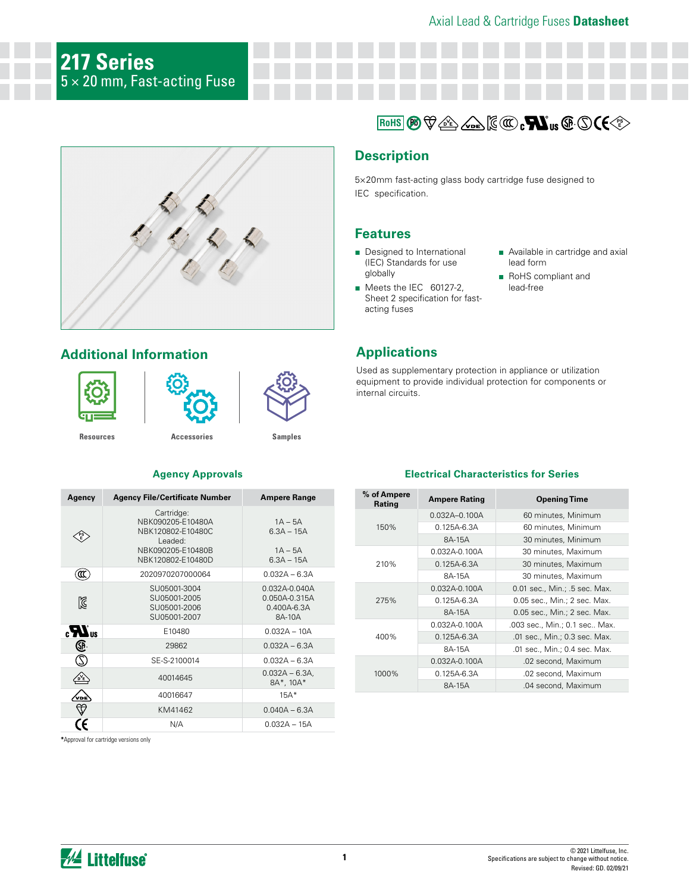Axial Lead & Cartridge Fuses **Datasheet**

# 217 Series
## 5 × 20 mm, Fast-acting Fuse

## Description

5×20mm fast-acting glass body cartridge fuse designed to IEC specification.

## Features

- Designed to International (IEC) Standards for use globally
- Meets the IEC 60127-2, Sheet 2 specification for fast-acting fuses
- Available in cartridge and axial lead form
- RoHS compliant and lead-free

## Additional Information

Resources | Accessories | Samples

## Applications

Used as supplementary protection in appliance or utilization equipment to provide individual protection for components or internal circuits.

### Agency Approvals

| Agency | Agency File/Certificate Number | Ampere Range |
|---|---|---|
| PSE | Cartridge:<br>NBK090205-E10480A<br>NBK120802-E10480C<br>Leaded:<br>NBK090205-E10480B<br>NBK120802-E10480D | 1A – 5A<br>6.3A – 15A<br><br>1A – 5A<br>6.3A – 15A |
| CCC | 2020970207000064 | 0.032A – 6.3A |
| KC | SU05001-3004<br>SU05001-2005<br>SU05001-2006<br>SU05001-2007 | 0.032A-0.040A<br>0.050A-0.315A<br>0.400A-6.3A<br>8A-10A |
| cULus | E10480 | 0.032A – 10A |
| CSA | 29862 | 0.032A – 6.3A |
| S | SE-S-2100014 | 0.032A – 6.3A |
| DVE | 40014645 | 0.032A – 6.3A,<br>8A*, 10A* |
| VDE | 40016647 | 15A* |
| BSI | KM41462 | 0.040A – 6.3A |
| CE | N/A | 0.032A – 15A |

*Approval for cartridge versions only

### Electrical Characteristics for Series

| % of Ampere Rating | Ampere Rating | Opening Time |
|---|---|---|
| 150% | 0.032A–0.100A | 60 minutes, Minimum |
| | 0.125A-6.3A | 60 minutes, Minimum |
| | 8A-15A | 30 minutes, Minimum |
| 210% | 0.032A-0.100A | 30 minutes, Maximum |
| | 0.125A-6.3A | 30 minutes, Maximum |
| | 8A-15A | 30 minutes, Maximum |
| 275% | 0.032A-0.100A | 0.01 sec., Min.; .5 sec. Max. |
| | 0.125A-6.3A | 0.05 sec., Min.; 2 sec. Max. |
| | 8A-15A | 0.05 sec., Min.; 2 sec. Max. |
| 400% | 0.032A-0.100A | .003 sec., Min.; 0.1 sec.. Max. |
| | 0.125A-6.3A | .01 sec., Min.; 0.3 sec. Max. |
| | 8A-15A | .01 sec., Min.; 0.4 sec. Max. |
| 1000% | 0.032A-0.100A | .02 second, Maximum |
| | 0.125A-6.3A | .02 second, Maximum |
| | 8A-15A | .04 second, Maximum |

© 2021 Littelfuse, Inc.
Specifications are subject to change without notice.
Revised: GD. 02/09/21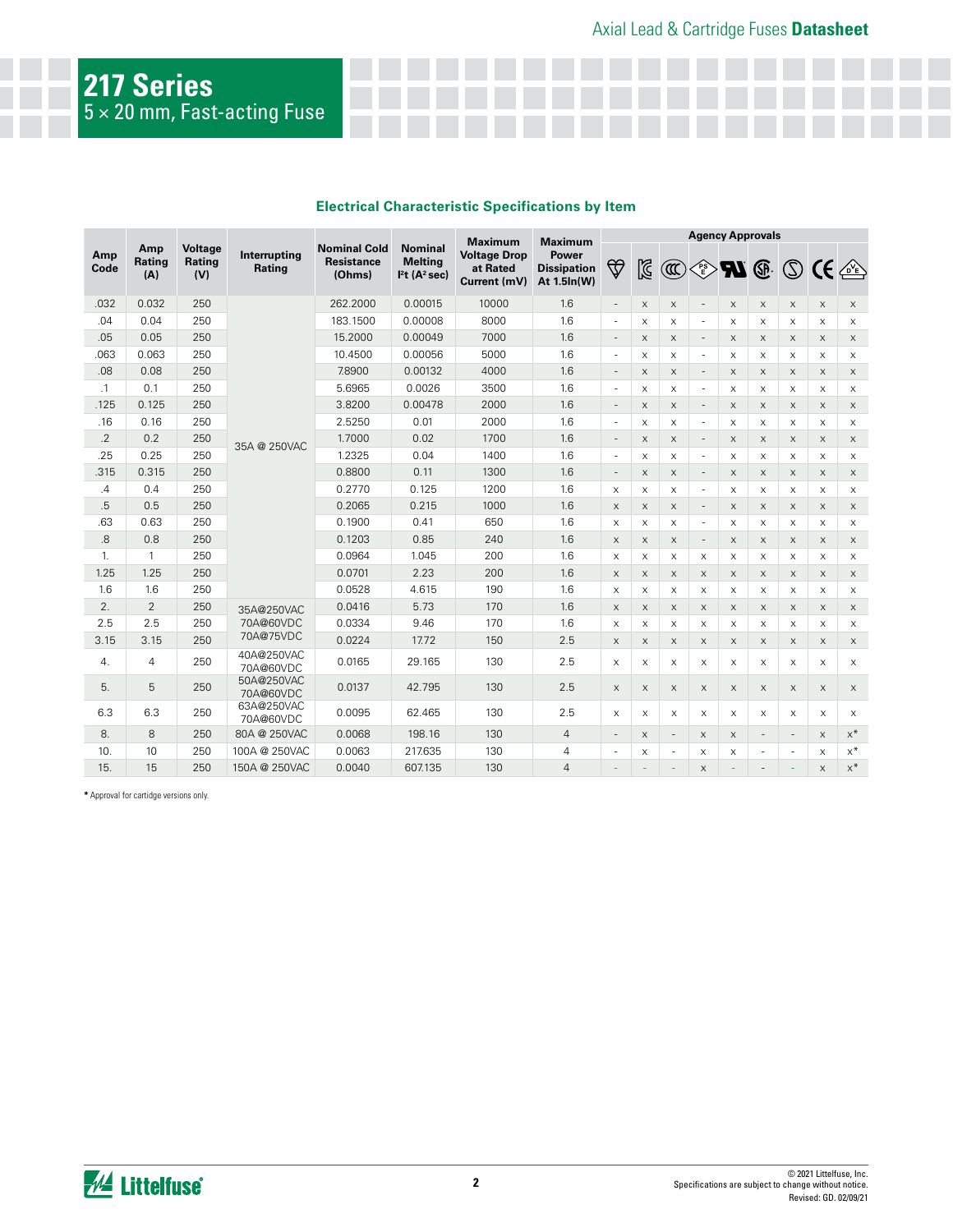# 217 Series

5 × 20 mm, Fast-acting Fuse

### Electrical Characteristic Specifications by Item

| Amp Code | Amp Rating (A) | Voltage Rating (V) | Interrupting Rating | Nominal Cold Resistance (Ohms) | Nominal Melting I²t (A² sec) | Maximum Voltage Drop at Rated Current (mV) | Maximum Power Dissipation At 1.5In(W) | Agency Approvals | | | | | | | | |
|---|---|---|---|---|---|---|---|---|---|---|---|---|---|---|---|---|
| | | | | | | | | VDE | KC | CCC | PSE | UR | CSA | METI | CE | PSE (Japan) |
| .032 | 0.032 | 250 | 35A @ 250VAC | 262.2000 | 0.00015 | 10000 | 1.6 | - | x | x | - | x | x | x | x | x |
| .04 | 0.04 | 250 | 35A @ 250VAC | 183.1500 | 0.00008 | 8000 | 1.6 | - | x | x | - | x | x | x | x | x |
| .05 | 0.05 | 250 | 35A @ 250VAC | 15.2000 | 0.00049 | 7000 | 1.6 | - | x | x | - | x | x | x | x | x |
| .063 | 0.063 | 250 | 35A @ 250VAC | 10.4500 | 0.00056 | 5000 | 1.6 | - | x | x | - | x | x | x | x | x |
| .08 | 0.08 | 250 | 35A @ 250VAC | 7.8900 | 0.00132 | 4000 | 1.6 | - | x | x | - | x | x | x | x | x |
| .1 | 0.1 | 250 | 35A @ 250VAC | 5.6965 | 0.0026 | 3500 | 1.6 | - | x | x | - | x | x | x | x | x |
| .125 | 0.125 | 250 | 35A @ 250VAC | 3.8200 | 0.00478 | 2000 | 1.6 | - | x | x | - | x | x | x | x | x |
| .16 | 0.16 | 250 | 35A @ 250VAC | 2.5250 | 0.01 | 2000 | 1.6 | - | x | x | - | x | x | x | x | x |
| .2 | 0.2 | 250 | 35A @ 250VAC | 1.7000 | 0.02 | 1700 | 1.6 | - | x | x | - | x | x | x | x | x |
| .25 | 0.25 | 250 | 35A @ 250VAC | 1.2325 | 0.04 | 1400 | 1.6 | - | x | x | - | x | x | x | x | x |
| .315 | 0.315 | 250 | 35A @ 250VAC | 0.8800 | 0.11 | 1300 | 1.6 | - | x | x | - | x | x | x | x | x |
| .4 | 0.4 | 250 | 35A @ 250VAC | 0.2770 | 0.125 | 1200 | 1.6 | x | x | x | - | x | x | x | x | x |
| .5 | 0.5 | 250 | 35A @ 250VAC | 0.2065 | 0.215 | 1000 | 1.6 | x | x | x | - | x | x | x | x | x |
| .63 | 0.63 | 250 | 35A @ 250VAC | 0.1900 | 0.41 | 650 | 1.6 | x | x | x | - | x | x | x | x | x |
| .8 | 0.8 | 250 | 35A @ 250VAC | 0.1203 | 0.85 | 240 | 1.6 | x | x | x | - | x | x | x | x | x |
| 1. | 1 | 250 | 35A @ 250VAC | 0.0964 | 1.045 | 200 | 1.6 | x | x | x | x | x | x | x | x | x |
| 1.25 | 1.25 | 250 | 35A @ 250VAC | 0.0701 | 2.23 | 200 | 1.6 | x | x | x | x | x | x | x | x | x |
| 1.6 | 1.6 | 250 | 35A @ 250VAC | 0.0528 | 4.615 | 190 | 1.6 | x | x | x | x | x | x | x | x | x |
| 2. | 2 | 250 | 35A@250VAC 70A@60VDC 70A@75VDC | 0.0416 | 5.73 | 170 | 1.6 | x | x | x | x | x | x | x | x | x |
| 2.5 | 2.5 | 250 | 35A@250VAC 70A@60VDC 70A@75VDC | 0.0334 | 9.46 | 170 | 1.6 | x | x | x | x | x | x | x | x | x |
| 3.15 | 3.15 | 250 | 35A@250VAC 70A@60VDC 70A@75VDC | 0.0224 | 17.72 | 150 | 2.5 | x | x | x | x | x | x | x | x | x |
| 4. | 4 | 250 | 40A@250VAC 70A@60VDC | 0.0165 | 29.165 | 130 | 2.5 | x | x | x | x | x | x | x | x | x |
| 5. | 5 | 250 | 50A@250VAC 70A@60VDC | 0.0137 | 42.795 | 130 | 2.5 | x | x | x | x | x | x | x | x | x |
| 6.3 | 6.3 | 250 | 63A@250VAC 70A@60VDC | 0.0095 | 62.465 | 130 | 2.5 | x | x | x | x | x | x | x | x | x |
| 8. | 8 | 250 | 80A @ 250VAC | 0.0068 | 198.16 | 130 | 4 | - | x | - | x | x | - | - | x | x* |
| 10. | 10 | 250 | 100A @ 250VAC | 0.0063 | 217.635 | 130 | 4 | - | x | - | x | x | - | - | x | x* |
| 15. | 15 | 250 | 150A @ 250VAC | 0.0040 | 607.135 | 130 | 4 | - | - | - | x | - | - | - | x | x* |

**\*** Approval for cartidge versions only.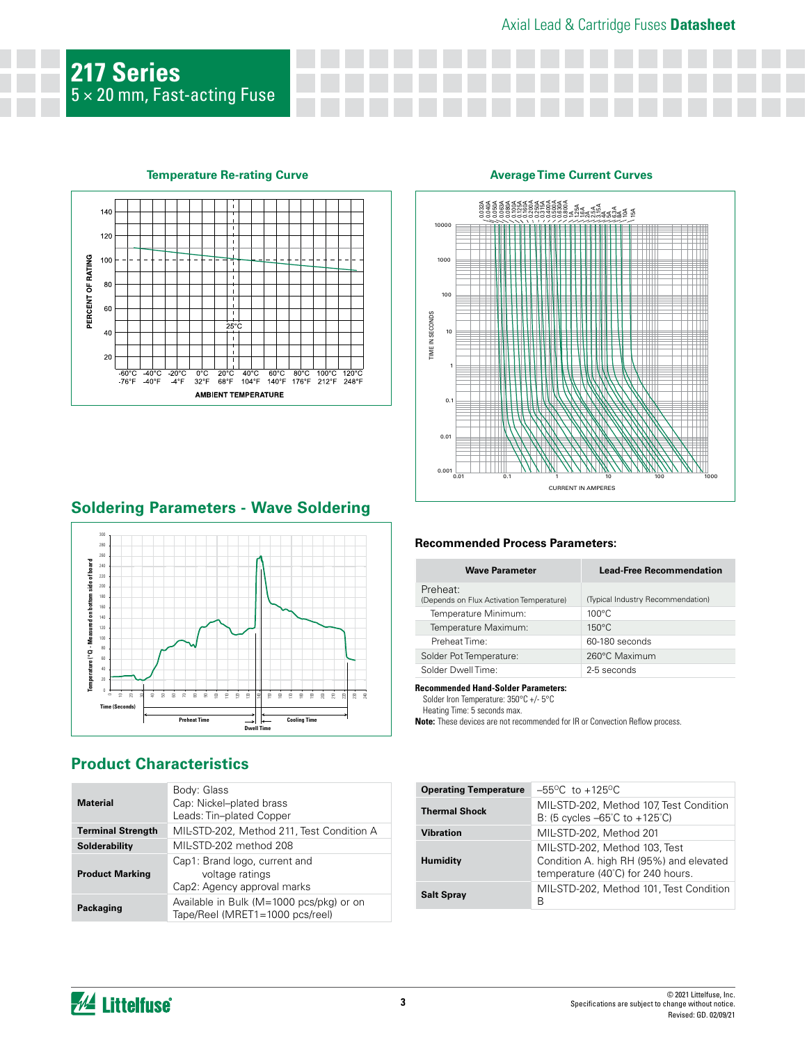# 217 Series

5 × 20 mm, Fast-acting Fuse

### Temperature Re-rating Curve

### Average Time Current Curves

## Soldering Parameters - Wave Soldering

### Recommended Process Parameters:

| Wave Parameter | Lead-Free Recommendation |
|---|---|
| Preheat: (Depends on Flux Activation Temperature) | (Typical Industry Recommendation) |
| Temperature Minimum: | 100°C |
| Temperature Maximum: | 150°C |
| Preheat Time: | 60-180 seconds |
| Solder Pot Temperature: | 260°C Maximum |
| Solder Dwell Time: | 2-5 seconds |

**Recommended Hand-Solder Parameters:**

Solder Iron Temperature: 350°C +/- 5°C

Heating Time: 5 seconds max.

**Note:** These devices are not recommended for IR or Convection Reflow process.

## Product Characteristics

| | |
|---|---|
| **Material** | Body: Glass<br>Cap: Nickel–plated brass<br>Leads: Tin–plated Copper |
| **Terminal Strength** | MIL-STD-202, Method 211, Test Condition A |
| **Solderability** | MIL-STD-202 method 208 |
| **Product Marking** | Cap1: Brand logo, current and voltage ratings<br>Cap2: Agency approval marks |
| **Packaging** | Available in Bulk (M=1000 pcs/pkg) or on Tape/Reel (MRET1=1000 pcs/reel) |

| | |
|---|---|
| **Operating Temperature** | –55°C to +125°C |
| **Thermal Shock** | MIL-STD-202, Method 107, Test Condition B: (5 cycles –65°C to +125°C) |
| **Vibration** | MIL-STD-202, Method 201 |
| **Humidity** | MIL-STD-202, Method 103, Test Condition A. high RH (95%) and elevated temperature (40°C) for 240 hours. |
| **Salt Spray** | MIL-STD-202, Method 101, Test Condition B |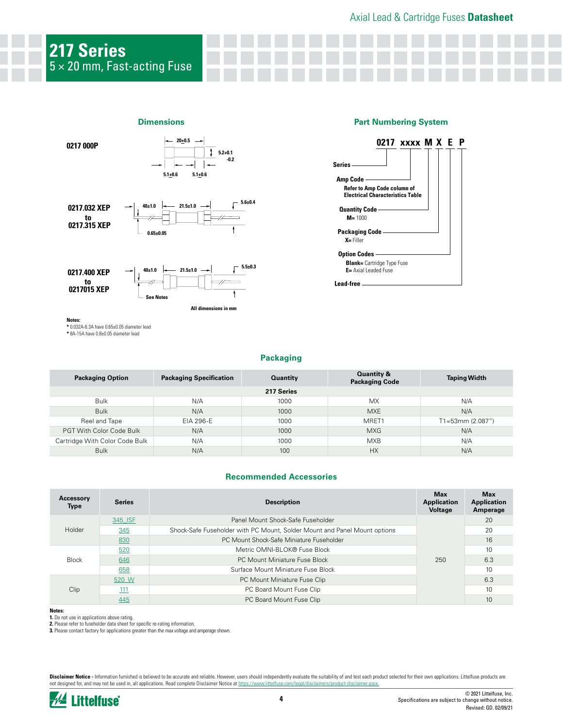# 217 Series

## 5 × 20 mm, Fast-acting Fuse

### Dimensions

0217 000P

20±0.5

5.2+0.1 -0.2

5.1±0.6

5.1±0.6

0217.032 XEP to 0217.315 XEP

40±1.0

21.5±1.0

5.6±0.4

0.65±0.05

0217.400 XEP to 0217015 XEP

40±1.0

21.5±1.0

5.5±0.3

See Notes

All dimensions in mm

**Notes:**
* 0.032A-6.3A have 0.65±0.05 diameter lead
* 8A-15A have 0.8±0.05 diameter lead

### Part Numbering System

**0217 xxxx M X E P**

**Series**

**Amp Code**
**Refer to Amp Code column of Electrical Characteristics Table**

**Quantity Code**
**M=** 1000

**Packaging Code**
**X=** Filler

**Option Codes**
**Blank=** Cartridge Type Fuse
**E=** Axial Leaded Fuse

**Lead-free**

### Packaging

| Packaging Option | Packaging Specification | Quantity | Quantity & Packaging Code | Taping Width |
|---|---|---|---|---|
| | | **217 Series** | | |
| Bulk | N/A | 1000 | MX | N/A |
| Bulk | N/A | 1000 | MXE | N/A |
| Reel and Tape | EIA 296-E | 1000 | MRET1 | T1=53mm (2.087") |
| PGT With Color Code Bulk | N/A | 1000 | MXG | N/A |
| Cartridge With Color Code Bulk | N/A | 1000 | MXB | N/A |
| Bulk | N/A | 100 | HX | N/A |

### Recommended Accessories

| Accessory Type | Series | Description | Max Application Voltage | Max Application Amperage |
|---|---|---|---|---|
| Holder | 345_ISF | Panel Mount Shock-Safe Fuseholder | 250 | 20 |
| | 345 | Shock-Safe Fuseholder with PC Mount, Solder Mount and Panel Mount options | | 20 |
| | 830 | PC Mount Shock-Safe Miniature Fuseholder | | 16 |
| Block | 520 | Metric OMNI-BLOK® Fuse Block | | 10 |
| | 646 | PC Mount Miniature Fuse Block | | 6.3 |
| | 658 | Surface Mount Miniature Fuse Block | | 10 |
| Clip | 520_W | PC Mount Miniature Fuse Clip | | 6.3 |
| | 111 | PC Board Mount Fuse Clip | | 10 |
| | 445 | PC Board Mount Fuse Clip | | 10 |

**Notes:**
**1.** Do not use in applications above rating.
**2.** Please refer to fuseholder data sheet for specific re-rating information.
**3.** Please contact factory for applications greater than the max voltage and amperage shown.

**Disclaimer Notice -** Information furnished is believed to be accurate and reliable. However, users should independently evaluate the suitability of and test each product selected for their own applications. Littelfuse products are not designed for, and may not be used in, all applications. Read complete Disclaimer Notice at https://www.littelfuse.com/legal/disclaimers/product-disclaimer.aspx.

© 2021 Littelfuse, Inc.
Specifications are subject to change without notice.
Revised: GD. 02/09/21